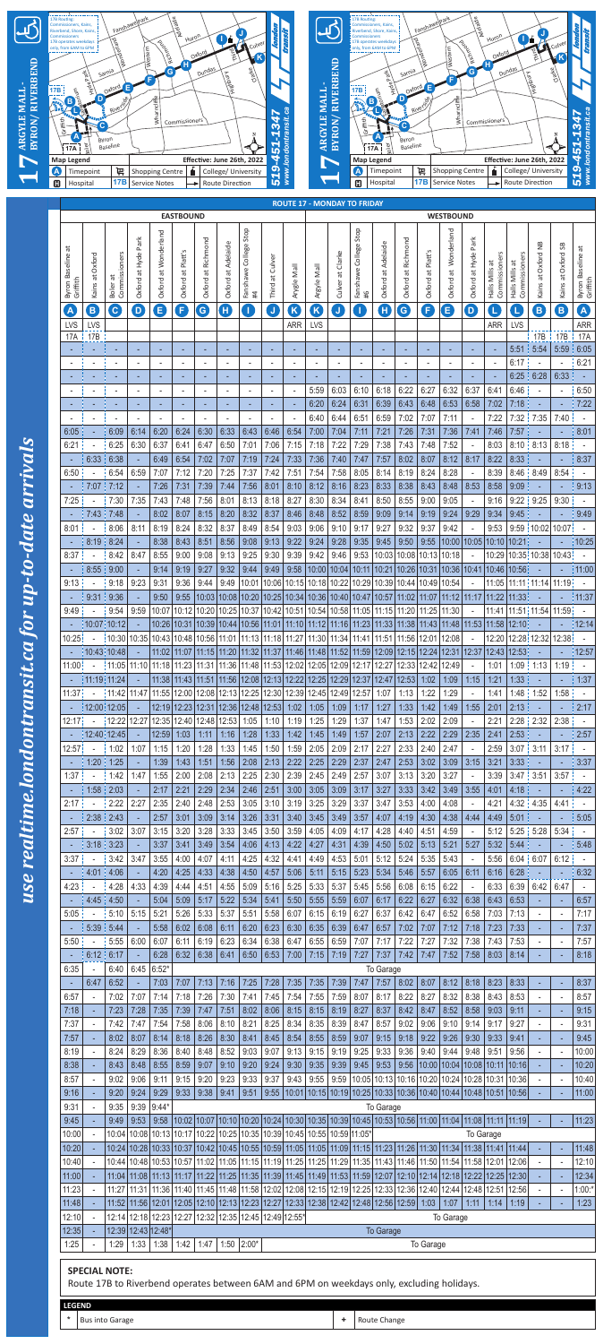# 17 ARGYLE MALL - BYRON/RIVERBEND

**Map Legend**

- Ⓐ Timepoint
- Shopping Centre
- College/ University
- Ⓗ Hospital
- 17B Service Notes
- → Route Direction

17B Routing: Commissioners, Kains, Riverbend, Shore, Kains, Commissioners. 17B operates weekdays only, from 6AM to 6PM.

**Effective: June 26th, 2022**

519-451-1347
www.londontransit.ca

*use realtime.londontransit.ca for up-to-date arrivals*

## ROUTE 17 - MONDAY TO FRIDAY

| EASTBOUND | | | | | | | | | | | WESTBOUND | | | | | | | | | | | | |
|---|---|---|---|---|---|---|---|---|---|---|---|---|---|---|---|---|---|---|---|---|---|---|---|
| Byron Baseline at Griffith | Kains at Oxford | Boler at Commissioners | Oxford at Hyde Park | Oxford at Wonderland | Oxford at Platt's | Oxford at Richmond | Oxford at Adelaide | Fanshawe College Stop #4 | Third at Culver | Argyle Mall | Argyle Mall | Culver at Clarke | Fanshawe College Stop #6 | Oxford at Adelaide | Oxford at Richmond | Oxford at Platt's | Oxford at Wonderland | Oxford at Hyde Park | Halls Mills at Commissioners | Halls Mills at Commissioners | Kains at Oxford NB | Kains at Oxford SB | Byron Baseline at Griffith |
| A | B | C | D | E | F | G | H | I | J | K | K | J | I | H | G | F | E | D | L | L | B | B | A |
| LVS | LVS | | | | | | | | | ARR | LVS | | | | | | | | ARR | LVS | | | ARR |
| 17A | 17B | | | | | | | | | | | | | | | | | | | | 17B | 17B | 17A |
| - | - | - | - | - | - | - | - | - | - | - | - | - | - | - | - | - | - | - | - | 5:51 | 5:54 | 5:59 | 6:05 |
| - | - | - | - | - | - | - | - | - | - | - | - | - | - | - | - | - | - | - | - | 6:17 | - | - | 6:21 |
| - | - | - | - | - | - | - | - | - | - | - | - | - | - | - | - | - | - | - | - | 6:25 | 6:28 | 6:33 | - |
| - | - | - | - | - | - | - | - | - | - | - | 5:59 | 6:03 | 6:10 | 6:18 | 6:22 | 6:27 | 6:32 | 6:37 | 6:41 | 6:46 | - | - | 6:50 |
| - | - | - | - | - | - | - | - | - | - | - | 6:20 | 6:24 | 6:31 | 6:39 | 6:43 | 6:48 | 6:53 | 6:58 | 7:02 | 7:18 | - | - | 7:22 |
| - | - | - | - | - | - | - | - | - | - | - | 6:40 | 6:44 | 6:51 | 6:59 | 7:02 | 7:07 | 7:11 | - | 7:22 | 7:32 | 7:35 | 7:40 | - |
| 6:05 | - | 6:09 | 6:14 | 6:20 | 6:24 | 6:30 | 6:33 | 6:43 | 6:46 | 6:54 | 7:00 | 7:04 | 7:11 | 7:21 | 7:26 | 7:31 | 7:36 | 7:41 | 7:46 | 7:57 | - | - | 8:01 |
| 6:21 | - | 6:25 | 6:30 | 6:37 | 6:41 | 6:47 | 6:50 | 7:01 | 7:06 | 7:15 | 7:18 | 7:22 | 7:29 | 7:38 | 7:43 | 7:48 | 7:52 | - | 8:03 | 8:10 | 8:13 | 8:18 | - |
| - | 6:33 | 6:38 | - | 6:49 | 6:54 | 7:02 | 7:07 | 7:19 | 7:24 | 7:33 | 7:36 | 7:40 | 7:47 | 7:57 | 8:02 | 8:07 | 8:12 | 8:17 | 8:22 | 8:33 | - | - | 8:37 |
| 6:50 | - | 6:54 | 6:59 | 7:07 | 7:12 | 7:20 | 7:25 | 7:37 | 7:42 | 7:51 | 7:54 | 7:58 | 8:05 | 8:14 | 8:19 | 8:24 | 8:28 | - | 8:39 | 8:46 | 8:49 | 8:54 | - |
| - | 7:07 | 7:12 | - | 7:26 | 7:31 | 7:39 | 7:44 | 7:56 | 8:01 | 8:10 | 8:12 | 8:16 | 8:23 | 8:33 | 8:38 | 8:43 | 8:48 | 8:53 | 8:58 | 9:09 | - | - | 9:13 |
| 7:25 | - | 7:30 | 7:35 | 7:43 | 7:48 | 7:56 | 8:01 | 8:13 | 8:18 | 8:27 | 8:30 | 8:34 | 8:41 | 8:50 | 8:55 | 9:00 | 9:05 | - | 9:16 | 9:22 | 9:25 | 9:30 | - |
| - | 7:43 | 7:48 | - | 8:02 | 8:07 | 8:15 | 8:20 | 8:32 | 8:37 | 8:46 | 8:48 | 8:52 | 8:59 | 9:09 | 9:14 | 9:19 | 9:24 | 9:29 | 9:34 | 9:45 | - | - | 9:49 |
| 8:01 | - | 8:06 | 8:11 | 8:19 | 8:24 | 8:32 | 8:37 | 8:49 | 8:54 | 9:03 | 9:06 | 9:10 | 9:17 | 9:27 | 9:32 | 9:37 | 9:42 | - | 9:53 | 9:59 | 10:02 | 10:07 | - |
| - | 8:19 | 8:24 | - | 8:38 | 8:43 | 8:51 | 8:56 | 9:08 | 9:13 | 9:22 | 9:24 | 9:28 | 9:35 | 9:45 | 9:50 | 9:55 | 10:00 | 10:05 | 10:10 | 10:21 | - | - | 10:25 |
| 8:37 | - | 8:42 | 8:47 | 8:55 | 9:00 | 9:08 | 9:13 | 9:25 | 9:30 | 9:39 | 9:42 | 9:46 | 9:53 | 10:03 | 10:08 | 10:13 | 10:18 | - | 10:29 | 10:35 | 10:38 | 10:43 | - |
| - | 8:55 | 9:00 | - | 9:14 | 9:19 | 9:27 | 9:32 | 9:44 | 9:49 | 9:58 | 10:00 | 10:04 | 10:11 | 10:21 | 10:26 | 10:31 | 10:36 | 10:41 | 10:46 | 10:56 | - | - | 11:00 |
| 9:13 | - | 9:18 | 9:23 | 9:31 | 9:36 | 9:44 | 9:49 | 10:01 | 10:06 | 10:15 | 10:18 | 10:22 | 10:29 | 10:39 | 10:44 | 10:49 | 10:54 | - | 11:05 | 11:11 | 11:14 | 11:19 | - |
| - | 9:31 | 9:36 | - | 9:50 | 9:55 | 10:03 | 10:08 | 10:20 | 10:25 | 10:34 | 10:36 | 10:40 | 10:47 | 10:57 | 11:02 | 11:07 | 11:12 | 11:17 | 11:22 | 11:33 | - | - | 11:37 |
| 9:49 | - | 9:54 | 9:59 | 10:07 | 10:12 | 10:20 | 10:25 | 10:37 | 10:42 | 10:51 | 10:54 | 10:58 | 11:05 | 11:15 | 11:20 | 11:25 | 11:30 | - | 11:41 | 11:51 | 11:54 | 11:59 | - |
| - | 10:07 | 10:12 | - | 10:26 | 10:31 | 10:39 | 10:44 | 10:56 | 11:01 | 11:10 | 11:12 | 11:16 | 11:23 | 11:33 | 11:38 | 11:43 | 11:48 | 11:53 | 11:58 | 12:10 | - | - | 12:14 |
| 10:25 | - | 10:30 | 10:35 | 10:43 | 10:48 | 10:56 | 11:01 | 11:13 | 11:18 | 11:27 | 11:30 | 11:34 | 11:41 | 11:51 | 11:56 | 12:01 | 12:08 | - | 12:20 | 12:28 | 12:32 | 12:38 | - |
| - | 10:43 | 10:48 | - | 11:02 | 11:07 | 11:15 | 11:20 | 11:32 | 11:37 | 11:46 | 11:48 | 11:52 | 11:59 | 12:09 | 12:15 | 12:24 | 12:31 | 12:37 | 12:43 | 12:53 | - | - | 12:57 |
| 11:00 | - | 11:05 | 11:10 | 11:18 | 11:23 | 11:31 | 11:36 | 11:48 | 11:53 | 12:02 | 12:05 | 12:09 | 12:17 | 12:27 | 12:33 | 12:42 | 12:49 | - | 1:01 | 1:09 | 1:13 | 1:19 | - |
| - | 11:19 | 11:24 | - | 11:38 | 11:43 | 11:51 | 11:56 | 12:08 | 12:13 | 12:22 | 12:25 | 12:29 | 12:37 | 12:47 | 12:53 | 1:02 | 1:09 | 1:15 | 1:21 | 1:33 | - | - | 1:37 |
| 11:37 | - | 11:42 | 11:47 | 11:55 | 12:00 | 12:08 | 12:13 | 12:25 | 12:30 | 12:39 | 12:45 | 12:49 | 12:57 | 1:07 | 1:13 | 1:22 | 1:29 | - | 1:41 | 1:48 | 1:52 | 1:58 | - |
| - | 12:00 | 12:05 | - | 12:19 | 12:23 | 12:31 | 12:36 | 12:48 | 12:53 | 1:02 | 1:05 | 1:09 | 1:17 | 1:27 | 1:33 | 1:42 | 1:49 | 1:55 | 2:01 | 2:13 | - | - | 2:17 |
| 12:17 | - | 12:22 | 12:27 | 12:35 | 12:40 | 12:48 | 12:53 | 1:05 | 1:10 | 1:19 | 1:25 | 1:29 | 1:37 | 1:47 | 1:53 | 2:02 | 2:09 | - | 2:21 | 2:28 | 2:32 | 2:38 | - |
| - | 12:40 | 12:45 | - | 12:59 | 1:03 | 1:11 | 1:16 | 1:28 | 1:33 | 1:42 | 1:45 | 1:49 | 1:57 | 2:07 | 2:13 | 2:22 | 2:29 | 2:35 | 2:41 | 2:53 | - | - | 2:57 |
| 12:57 | - | 1:02 | 1:07 | 1:15 | 1:20 | 1:28 | 1:33 | 1:45 | 1:50 | 1:59 | 2:05 | 2:09 | 2:17 | 2:27 | 2:33 | 2:40 | 2:47 | - | 2:59 | 3:07 | 3:11 | 3:17 | - |
| - | 1:20 | 1:25 | - | 1:39 | 1:43 | 1:51 | 1:56 | 2:08 | 2:13 | 2:22 | 2:25 | 2:29 | 2:37 | 2:47 | 2:53 | 3:02 | 3:09 | 3:15 | 3:21 | 3:33 | - | - | 3:37 |
| 1:37 | - | 1:42 | 1:47 | 1:55 | 2:00 | 2:08 | 2:13 | 2:25 | 2:30 | 2:39 | 2:45 | 2:49 | 2:57 | 3:07 | 3:13 | 3:20 | 3:27 | - | 3:39 | 3:47 | 3:51 | 3:57 | - |
| - | 1:58 | 2:03 | - | 2:17 | 2:21 | 2:29 | 2:34 | 2:46 | 2:51 | 3:00 | 3:05 | 3:09 | 3:17 | 3:27 | 3:33 | 3:42 | 3:49 | 3:55 | 4:01 | 4:18 | - | - | 4:22 |
| 2:17 | - | 2:22 | 2:27 | 2:35 | 2:40 | 2:48 | 2:53 | 3:05 | 3:10 | 3:19 | 3:25 | 3:29 | 3:37 | 3:47 | 3:53 | 4:00 | 4:08 | - | 4:21 | 4:32 | 4:35 | 4:41 | - |
| - | 2:38 | 2:43 | - | 2:57 | 3:01 | 3:09 | 3:14 | 3:26 | 3:31 | 3:40 | 3:45 | 3:49 | 3:57 | 4:07 | 4:19 | 4:30 | 4:38 | 4:44 | 4:49 | 5:01 | - | - | 5:05 |
| 2:57 | - | 3:02 | 3:07 | 3:15 | 3:20 | 3:28 | 3:33 | 3:45 | 3:50 | 3:59 | 4:05 | 4:09 | 4:17 | 4:28 | 4:40 | 4:51 | 4:59 | - | 5:12 | 5:25 | 5:28 | 5:34 | - |
| - | 3:18 | 3:23 | - | 3:37 | 3:41 | 3:49 | 3:54 | 4:06 | 4:13 | 4:22 | 4:27 | 4:31 | 4:39 | 4:50 | 5:02 | 5:13 | 5:21 | 5:27 | 5:32 | 5:44 | - | - | 5:48 |
| 3:37 | - | 3:42 | 3:47 | 3:55 | 4:00 | 4:07 | 4:11 | 4:25 | 4:32 | 4:41 | 4:49 | 4:53 | 5:01 | 5:12 | 5:24 | 5:35 | 5:43 | - | 5:56 | 6:04 | 6:07 | 6:12 | - |
| - | 4:01 | 4:06 | - | 4:20 | 4:25 | 4:33 | 4:38 | 4:50 | 4:57 | 5:06 | 5:11 | 5:15 | 5:23 | 5:34 | 5:46 | 5:57 | 6:05 | 6:11 | 6:16 | 6:28 | - | - | 6:32 |
| 4:23 | - | 4:28 | 4:33 | 4:39 | 4:44 | 4:51 | 4:55 | 5:09 | 5:16 | 5:25 | 5:33 | 5:37 | 5:45 | 5:56 | 6:08 | 6:15 | 6:22 | - | 6:33 | 6:39 | 6:42 | 6:47 | - |
| - | 4:45 | 4:50 | - | 5:04 | 5:09 | 5:17 | 5:22 | 5:34 | 5:41 | 5:50 | 5:55 | 5:59 | 6:07 | 6:17 | 6:22 | 6:27 | 6:32 | 6:38 | 6:43 | 6:53 | - | - | 6:57 |
| 5:05 | - | 5:10 | 5:15 | 5:21 | 5:26 | 5:33 | 5:37 | 5:51 | 5:58 | 6:07 | 6:15 | 6:19 | 6:27 | 6:37 | 6:42 | 6:47 | 6:52 | 6:58 | 7:03 | 7:13 | - | - | 7:17 |
| - | 5:39 | 5:44 | - | 5:58 | 6:02 | 6:08 | 6:11 | 6:20 | 6:23 | 6:30 | 6:35 | 6:39 | 6:47 | 6:57 | 7:02 | 7:07 | 7:12 | 7:18 | 7:23 | 7:33 | - | - | 7:37 |
| 5:50 | - | 5:55 | 6:00 | 6:07 | 6:11 | 6:19 | 6:23 | 6:34 | 6:38 | 6:47 | 6:55 | 6:59 | 7:07 | 7:17 | 7:22 | 7:27 | 7:32 | 7:38 | 7:43 | 7:53 | - | - | 7:57 |
| - | 6:12 | 6:17 | - | 6:28 | 6:32 | 6:38 | 6:41 | 6:50 | 6:53 | 7:00 | 7:15 | 7:19 | 7:27 | 7:37 | 7:42 | 7:47 | 7:52 | 7:58 | 8:03 | 8:14 | - | - | 8:18 |
| 6:35 | - | 6:40 | 6:45 | 6:52* | | | | | | | To Garage | | | | | | | | | | | | |
| - | 6:47 | 6:52 | - | 7:03 | 7:07 | 7:13 | 7:16 | 7:25 | 7:28 | 7:35 | 7:35 | 7:39 | 7:47 | 7:57 | 8:02 | 8:07 | 8:12 | 8:18 | 8:23 | 8:33 | - | - | 8:37 |
| 6:57 | - | 7:02 | 7:07 | 7:14 | 7:18 | 7:26 | 7:30 | 7:41 | 7:45 | 7:54 | 7:55 | 7:59 | 8:07 | 8:17 | 8:22 | 8:27 | 8:32 | 8:38 | 8:43 | 8:53 | - | - | 8:57 |
| 7:18 | - | 7:23 | 7:28 | 7:35 | 7:39 | 7:47 | 7:51 | 8:02 | 8:06 | 8:15 | 8:15 | 8:19 | 8:27 | 8:37 | 8:42 | 8:47 | 8:52 | 8:58 | 9:03 | 9:11 | - | - | 9:15 |
| 7:37 | - | 7:42 | 7:47 | 7:54 | 7:58 | 8:06 | 8:10 | 8:21 | 8:25 | 8:34 | 8:35 | 8:39 | 8:47 | 8:57 | 9:02 | 9:06 | 9:10 | 9:14 | 9:17 | 9:27 | - | - | 9:31 |
| 7:57 | - | 8:02 | 8:07 | 8:14 | 8:18 | 8:26 | 8:30 | 8:41 | 8:45 | 8:54 | 8:55 | 8:59 | 9:07 | 9:15 | 9:18 | 9:22 | 9:26 | 9:30 | 9:33 | 9:41 | - | - | 9:45 |
| 8:19 | - | 8:24 | 8:29 | 8:36 | 8:40 | 8:48 | 8:52 | 9:03 | 9:07 | 9:13 | 9:15 | 9:19 | 9:25 | 9:33 | 9:36 | 9:40 | 9:44 | 9:48 | 9:51 | 9:56 | - | - | 10:00 |
| 8:38 | - | 8:43 | 8:48 | 8:55 | 8:59 | 9:07 | 9:10 | 9:20 | 9:24 | 9:30 | 9:35 | 9:39 | 9:45 | 9:53 | 9:56 | 10:00 | 10:04 | 10:08 | 10:11 | 10:16 | - | - | 10:20 |
| 8:57 | - | 9:02 | 9:06 | 9:11 | 9:15 | 9:20 | 9:23 | 9:33 | 9:37 | 9:43 | 9:55 | 9:59 | 10:05 | 10:13 | 10:16 | 10:20 | 10:24 | 10:28 | 10:31 | 10:36 | - | - | 10:40 |
| 9:16 | - | 9:20 | 9:24 | 9:29 | 9:33 | 9:38 | 9:41 | 9:51 | 9:55 | 10:01 | 10:15 | 10:19 | 10:25 | 10:33 | 10:36 | 10:40 | 10:44 | 10:48 | 10:51 | 10:56 | - | - | 11:00 |
| 9:31 | - | 9:35 | 9:39 | 9:44* | | | | | | | To Garage | | | | | | | | | | | | |
| 9:45 | - | 9:49 | 9:53 | 9:58 | 10:02 | 10:07 | 10:10 | 10:20 | 10:24 | 10:30 | 10:35 | 10:39 | 10:45 | 10:53 | 10:56 | 11:00 | 11:04 | 11:08 | 11:11 | 11:19 | - | - | 11:23 |
| 10:00 | - | 10:04 | 10:08 | 10:13 | 10:17 | 10:22 | 10:25 | 10:35 | 10:39 | 10:45 | 10:55 | 10:59 | 11:05* | To Garage | | | | | | | | | |
| 10:20 | - | 10:24 | 10:28 | 10:33 | 10:37 | 10:42 | 10:45 | 10:55 | 10:59 | 11:05 | 11:05 | 11:09 | 11:15 | 11:23 | 11:26 | 11:30 | 11:34 | 11:38 | 11:41 | 11:44 | - | - | 11:48 |
| 10:40 | - | 10:44 | 10:48 | 10:53 | 10:57 | 11:02 | 11:05 | 11:15 | 11:19 | 11:25 | 11:25 | 11:29 | 11:35 | 11:43 | 11:46 | 11:50 | 11:54 | 11:58 | 12:01 | 12:06 | - | - | 12:10 |
| 11:00 | - | 11:04 | 11:08 | 11:13 | 11:17 | 11:22 | 11:25 | 11:35 | 11:39 | 11:45 | 11:49 | 11:53 | 11:59 | 12:07 | 12:10 | 12:14 | 12:18 | 12:22 | 12:25 | 12:30 | - | - | 12:34 |
| 11:23 | - | 11:27 | 11:31 | 11:36 | 11:40 | 11:45 | 11:48 | 11:58 | 12:02 | 12:08 | 12:15 | 12:19 | 12:25 | 12:33 | 12:36 | 12:40 | 12:44 | 12:48 | 12:51 | 12:56 | - | - | 1:00* |
| 11:48 | - | 11:52 | 11:56 | 12:01 | 12:05 | 12:10 | 12:13 | 12:23 | 12:27 | 12:33 | 12:38 | 12:42 | 12:48 | 12:56 | 12:59 | 1:03 | 1:07 | 1:11 | 1:14 | 1:19 | - | - | 1:23 |
| 12:10 | - | 12:14 | 12:18 | 12:23 | 12:27 | 12:32 | 12:35 | 12:45 | 12:49 | 12:55* | To Garage | | | | | | | | | | | | |
| 12:35 | - | 12:39 | 12:43 | 12:48* | | | | | | | To Garage | | | | | | | | | | | | |
| 1:25 | - | 1:29 | 1:33 | 1:38 | 1:42 | 1:47 | 1:50 | 2:00* | | | To Garage | | | | | | | | | | | | |

**SPECIAL NOTE:**

Route 17B to Riverbend operates between 6AM and 6PM on weekdays only, excluding holidays.

**LEGEND**

| | | | |
|---|---|---|---|
| * | Bus into Garage | + | Route Change |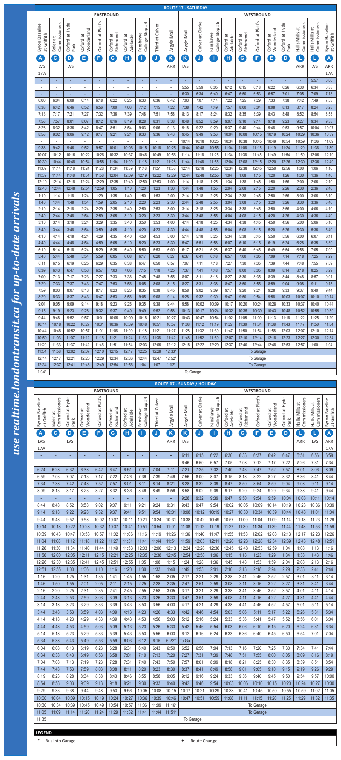## ROUTE 17 - SATURDAY

| EASTBOUND | | | | | | | | | | WESTBOUND | | | | | | | | | | |
|---|---|---|---|---|---|---|---|---|---|---|---|---|---|---|---|---|---|---|---|---|
| Byron Baseline at Griffith | Boler at Commissioners | Oxford at Hyde Park | Oxford at Wonderland | Oxford at Platt's | Oxford at Richmond | Oxford at Adelaide | Fanshawe College Stop #4 | Third at Culver | Argyle Mall | Argyle Mall | Culver at Clarke | Fanshawe College Stop #6 | Oxford at Adelaide | Oxford at Richmond | Oxford at Platt's | Oxford at Wonderland | Oxford at Hyde Park | Halls Mills at Commissioners | Halls Mills at Commissioners | Byron Baseline at Griffith |
| A | C | D | E | F | G | H | I | J | K | K | J | I | H | G | F | E | D | L | L | A |
| LVS | | LVS | | | | | | | ARR | LVS | | | | | | | | ARR | LVS | ARR |
| 17A | | | | | | | | | | | | | | | | | | | | 17A |
| - | - | - | - | - | - | - | - | - | - | - | - | - | - | - | - | - | - | - | 5:57 | 6:00 |
| - | - | - | - | - | - | - | - | - | - | 5:55 | 5:59 | 6:05 | 6:12 | 6:15 | 6:18 | 6:22 | 6:26 | 6:30 | 6:34 | 6:38 |
| - | - | - | - | - | - | - | - | - | - | 6:30 | 6:34 | 6:40 | 6:47 | 6:50 | 6:53 | 6:57 | 7:01 | 7:05 | 7:09 | 7:13 |
| 6:00 | 6:04 | 6:08 | 6:14 | 6:18 | 6:22 | 6:25 | 6:33 | 6:36 | 6:42 | 7:03 | 7:07 | 7:14 | 7:22 | 7:25 | 7:29 | 7:33 | 7:38 | 7:42 | 7:49 | 7:53 |
| 6:38 | 6:42 | 6:46 | 6:52 | 6:56 | 7:00 | 7:03 | 7:12 | 7:15 | 7:22 | 7:38 | 7:42 | 7:49 | 7:57 | 8:00 | 8:04 | 8:08 | 8:13 | 8:17 | 8:24 | 8:28 |
| 7:13 | 7:17 | 7:21 | 7:27 | 7:32 | 7:36 | 7:39 | 7:48 | 7:51 | 7:58 | 8:13 | 8:17 | 8:24 | 8:32 | 8:35 | 8:39 | 8:43 | 8:48 | 8:52 | 8:54 | 8:58 |
| 7:53 | 7:57 | 8:01 | 8:07 | 8:12 | 8:16 | 8:19 | 8:28 | 8:31 | 8:38 | 8:48 | 8:52 | 8:59 | 9:07 | 9:10 | 9:14 | 9:18 | 9:23 | 9:27 | 9:34 | 9:38 |
| 8:28 | 8:32 | 8:36 | 8:42 | 8:47 | 8:51 | 8:54 | 9:03 | 9:06 | 9:13 | 9:18 | 9:22 | 9:29 | 9:37 | 9:40 | 9:44 | 9:48 | 9:53 | 9:57 | 10:04 | 10:07 |
| 8:58 | 9:02 | 9:06 | 9:12 | 9:17 | 9:21 | 9:24 | 9:33 | 9:36 | 9:43 | 9:45 | 9:49 | 9:56 | 10:04 | 10:08 | 10:15 | 10:19 | 10:24 | 10:29 | 10:36 | 10:39 |
| - | - | - | - | - | - | - | - | - | - | 10:14 | 10:18 | 10:25 | 10:34 | 10:38 | 10:45 | 10:49 | 10:54 | 10:59 | 11:06 | 11:09 |
| 9:38 | 9:42 | 9:46 | 9:52 | 9:57 | 10:01 | 10:06 | 10:15 | 10:18 | 10:25 | 10:44 | 10:48 | 10:55 | 11:04 | 11:08 | 11:15 | 11:19 | 11:24 | 11:29 | 11:36 | 11:39 |
| 10:07 | 10:12 | 10:16 | 10:22 | 10:26 | 10:32 | 10:37 | 10:46 | 10:49 | 10:56 | 11:14 | 11:18 | 11:25 | 11:34 | 11:38 | 11:45 | 11:49 | 11:54 | 11:59 | 12:06 | 12:10 |
| 10:39 | 10:44 | 10:48 | 10:54 | 10:58 | 11:04 | 11:09 | 11:18 | 11:21 | 11:28 | 11:44 | 11:48 | 11:55 | 12:04 | 12:08 | 12:15 | 12:20 | 12:26 | 12:30 | 12:36 | 12:40 |
| 11:09 | 11:14 | 11:18 | 11:24 | 11:28 | 11:34 | 11:39 | 11:48 | 11:51 | 11:58 | 12:14 | 12:18 | 12:25 | 12:34 | 12:38 | 12:45 | 12:50 | 12:56 | 1:00 | 1:06 | 1:10 |
| 11:39 | 11:44 | 11:48 | 11:54 | 11:58 | 12:04 | 12:09 | 12:19 | 12:22 | 12:29 | 12:44 | 12:48 | 12:55 | 1:04 | 1:08 | 1:15 | 1:20 | 1:26 | 1:30 | 1:36 | 1:40 |
| 12:10 | 12:14 | 12:18 | 12:24 | 12:29 | 12:35 | 12:40 | 12:50 | 12:53 | 1:00 | 1:14 | 1:18 | 1:25 | 1:34 | 1:38 | 1:45 | 1:50 | 1:56 | 2:00 | 2:06 | 2:10 |
| 12:40 | 12:44 | 12:48 | 12:54 | 12:59 | 1:05 | 1:10 | 1:20 | 1:23 | 1:30 | 1:44 | 1:48 | 1:55 | 2:04 | 2:08 | 2:15 | 2:20 | 2:26 | 2:30 | 2:36 | 2:40 |
| 1:10 | 1:14 | 1:18 | 1:24 | 1:29 | 1:35 | 1:40 | 1:50 | 1:53 | 2:00 | 2:14 | 2:18 | 2:25 | 2:34 | 2:38 | 2:45 | 2:50 | 2:56 | 3:00 | 3:06 | 3:10 |
| 1:40 | 1:44 | 1:48 | 1:54 | 1:59 | 2:05 | 2:10 | 2:20 | 2:23 | 2:30 | 2:44 | 2:48 | 2:55 | 3:04 | 3:08 | 3:15 | 3:20 | 3:26 | 3:30 | 3:36 | 3:40 |
| 2:10 | 2:14 | 2:18 | 2:24 | 2:29 | 2:35 | 2:40 | 2:50 | 2:53 | 3:00 | 3:14 | 3:18 | 3:25 | 3:34 | 3:38 | 3:45 | 3:50 | 3:56 | 4:00 | 4:06 | 4:10 |
| 2:40 | 2:44 | 2:48 | 2:54 | 2:59 | 3:05 | 3:10 | 3:20 | 3:23 | 3:30 | 3:44 | 3:48 | 3:55 | 4:04 | 4:08 | 4:15 | 4:20 | 4:26 | 4:30 | 4:36 | 4:40 |
| 3:10 | 3:14 | 3:18 | 3:24 | 3:29 | 3:35 | 3:40 | 3:50 | 3:53 | 4:00 | 4:14 | 4:18 | 4:25 | 4:34 | 4:38 | 4:45 | 4:50 | 4:56 | 5:00 | 5:06 | 5:10 |
| 3:40 | 3:44 | 3:48 | 3:54 | 3:59 | 4:05 | 4:10 | 4:20 | 4:23 | 4:30 | 4:44 | 4:48 | 4:55 | 5:04 | 5:08 | 5:15 | 5:20 | 5:26 | 5:30 | 5:36 | 5:40 |
| 4:10 | 4:14 | 4:18 | 4:24 | 4:29 | 4:35 | 4:40 | 4:50 | 4:53 | 5:00 | 5:14 | 5:18 | 5:25 | 5:34 | 5:38 | 5:45 | 5:50 | 5:56 | 6:00 | 6:07 | 6:11 |
| 4:40 | 4:44 | 4:48 | 4:54 | 4:59 | 5:05 | 5:10 | 5:20 | 5:23 | 5:30 | 5:47 | 5:51 | 5:58 | 6:07 | 6:10 | 6:15 | 6:19 | 6:24 | 6:28 | 6:35 | 6:39 |
| 5:10 | 5:14 | 5:18 | 5:24 | 5:29 | 5:35 | 5:40 | 5:50 | 5:53 | 6:00 | 6:17 | 6:21 | 6:28 | 6:37 | 6:40 | 6:45 | 6:49 | 6:54 | 6:58 | 7:05 | 7:09 |
| 5:40 | 5:44 | 5:48 | 5:54 | 5:59 | 6:05 | 6:08 | 6:17 | 6:20 | 6:27 | 6:37 | 6:41 | 6:48 | 6:57 | 7:00 | 7:05 | 7:09 | 7:14 | 7:18 | 7:25 | 7:29 |
| 6:11 | 6:15 | 6:19 | 6:25 | 6:29 | 6:35 | 6:38 | 6:47 | 6:50 | 6:57 | 7:07 | 7:11 | 7:18 | 7:27 | 7:30 | 7:35 | 7:39 | 7:44 | 7:48 | 7:55 | 7:59 |
| 6:39 | 6:43 | 6:47 | 6:53 | 6:57 | 7:03 | 7:06 | 7:15 | 7:18 | 7:25 | 7:37 | 7:41 | 7:48 | 7:57 | 8:00 | 8:05 | 8:09 | 8:14 | 8:18 | 8:25 | 8:29 |
| 7:09 | 7:13 | 7:17 | 7:23 | 7:27 | 7:33 | 7:36 | 7:45 | 7:48 | 7:55 | 8:07 | 8:11 | 8:18 | 8:27 | 8:30 | 8:35 | 8:39 | 8:44 | 8:48 | 8:57 | 9:01 |
| 7:29 | 7:33 | 7:37 | 7:43 | 7:47 | 7:53 | 7:56 | 8:05 | 8:08 | 8:15 | 8:27 | 8:31 | 8:38 | 8:47 | 8:50 | 8:55 | 8:59 | 9:04 | 9:08 | 9:11 | 9:15 |
| 7:59 | 8:03 | 8:07 | 8:13 | 8:17 | 8:23 | 8:26 | 8:35 | 8:38 | 8:45 | 8:58 | 9:02 | 9:09 | 9:17 | 9:20 | 9:24 | 9:28 | 9:33 | 9:37 | 9:40 | 9:44 |
| 8:29 | 8:33 | 8:37 | 8:43 | 8:47 | 8:53 | 8:56 | 9:05 | 9:08 | 9:14 | 9:28 | 9:32 | 9:39 | 9:47 | 9:50 | 9:54 | 9:58 | 10:03 | 10:07 | 10:10 | 10:14 |
| 9:01 | 9:05 | 9:09 | 9:14 | 9:18 | 9:23 | 9:26 | 9:35 | 9:38 | 9:44 | 9:58 | 10:02 | 10:09 | 10:17 | 10:20 | 10:24 | 10:28 | 10:33 | 10:37 | 10:40 | 10:44 |
| 9:15 | 9:19 | 9:23 | 9:28 | 9:32 | 9:37 | 9:40 | 9:49 | 9:52 | 9:58 | 10:13 | 10:17 | 10:24 | 10:32 | 10:35 | 10:39 | 10:43 | 10:48 | 10:52 | 10:55 | 10:59 |
| 9:44 | 9:48 | 9:52 | 9:57 | 10:01 | 10:06 | 10:09 | 10:18 | 10:21 | 10:27 | 10:43 | 10:47 | 10:54 | 11:02 | 11:05 | 11:09 | 11:13 | 11:18 | 11:22 | 11:25 | 11:29 |
| 10:14 | 10:18 | 10:22 | 10:27 | 10:31 | 10:36 | 10:39 | 10:48 | 10:51 | 10:57 | 11:08 | 11:12 | 11:19 | 11:27 | 11:30 | 11:34 | 11:38 | 11:43 | 11:47 | 11:50 | 11:54 |
| 10:44 | 10:48 | 10:52 | 10:57 | 11:01 | 11:06 | 11:09 | 11:18 | 11:21 | 11:27 | 11:28 | 11:32 | 11:39 | 11:47 | 11:50 | 11:54 | 11:58 | 12:03 | 12:07 | 12:10 | 12:14 |
| 10:59 | 11:03 | 11:07 | 11:12 | 11:16 | 11:21 | 11:24 | 11:33 | 11:36 | 11:42 | 11:48 | 11:52 | 11:59 | 12:07 | 12:10 | 12:14 | 12:18 | 12:23 | 12:27 | 12:30 | 12:34 |
| 11:29 | 11:33 | 11:37 | 11:42 | 11:46 | 11:51 | 11:54 | 12:03 | 12:06 | 12:12 | 12:18 | 12:22 | 12:29 | 12:37 | 12:40 | 12:44 | 12:48 | 12:53 | 12:57 | 1:00 | 1:04 |
| 11:54 | 11:58 | 12:02 | 12:07 | 12:10 | 12:15 | 12:17 | 12:25 | 12:28 | 12:33* | To Garage | | | | | | | | | | |
| 12:14 | 12:17 | 12:21 | 12:26 | 12:29 | 12:34 | 12:36 | 12:44 | 12:47 | 12:52* | To Garage | | | | | | | | | | |
| 12:34 | 12:37 | 12:41 | 12:46 | 12:49 | 12:54 | 12:56 | 1:04 | 1:07 | 1:12* | To Garage | | | | | | | | | | |
| 1:04* | | | | | | | | | | To Garage | | | | | | | | | | |

## ROUTE 17 - SUNDAY / HOLIDAY

| EASTBOUND | | | | | | | | | | WESTBOUND | | | | | | | | | | |
|---|---|---|---|---|---|---|---|---|---|---|---|---|---|---|---|---|---|---|---|---|
| Byron Baseline at Griffith | Boler at Commissioners | Oxford at Hyde Park | Oxford at Wonderland | Oxford at Platt's | Oxford at Richmond | Oxford at Adelaide | Fanshawe College Stop #4 | Third at Culver | Argyle Mall | Argyle Mall | Culver at Clarke | Fanshawe College Stop #6 | Oxford at Adelaide | Oxford at Richmond | Oxford at Platt's | Oxford at Wonderland | Oxford at Hyde Park | Halls Mills at Commissioners | Halls Mills at Commissioners | Byron Baseline at Griffith |
| A | C | D | E | F | G | H | I | J | K | K | J | I | H | G | F | E | D | L | L | A |
| LVS | | LVS | | | | | | | ARR | LVS | | | | | | | | ARR | LVS | ARR |
| 17A | | | | | | | | | | | | | | | | | | | | 17A |
| - | - | - | - | - | - | - | - | - | - | 6:11 | 6:15 | 6:22 | 6:30 | 6:33 | 6:37 | 6:42 | 6:47 | 6:51 | 6:56 | 6:59 |
| - | - | - | - | - | - | - | - | - | - | 6:46 | 6:50 | 6:57 | 7:05 | 7:08 | 7:12 | 7:17 | 7:22 | 7:26 | 7:31 | 7:34 |
| 6:24 | 6:28 | 6:32 | 6:38 | 6:42 | 6:47 | 6:51 | 7:01 | 7:04 | 7:11 | 7:21 | 7:25 | 7:32 | 7:40 | 7:43 | 7:47 | 7:52 | 7:57 | 8:01 | 8:06 | 8:09 |
| 6:59 | 7:03 | 7:07 | 7:13 | 7:17 | 7:22 | 7:26 | 7:36 | 7:39 | 7:46 | 7:56 | 8:00 | 8:07 | 8:15 | 8:18 | 8:22 | 8:27 | 8:32 | 8:36 | 8:41 | 8:44 |
| 7:34 | 7:38 | 7:42 | 7:48 | 7:52 | 7:57 | 8:01 | 8:11 | 8:14 | 8:21 | 8:28 | 8:32 | 8:39 | 8:47 | 8:50 | 8:54 | 8:59 | 9:04 | 9:08 | 9:11 | 9:14 |
| 8:09 | 8:13 | 8:17 | 8:23 | 8:27 | 8:32 | 8:36 | 8:46 | 8:49 | 8:56 | 8:58 | 9:02 | 9:09 | 9:17 | 9:20 | 9:24 | 9:29 | 9:34 | 9:38 | 9:41 | 9:44 |
| - | - | - | - | - | - | - | - | - | - | 9:28 | 9:32 | 9:39 | 9:47 | 9:50 | 9:54 | 9:59 | 10:04 | 10:08 | 10:11 | 10:14 |
| 8:44 | 8:48 | 8:52 | 8:58 | 9:02 | 9:07 | 9:11 | 9:21 | 9:24 | 9:31 | 9:43 | 9:47 | 9:54 | 10:02 | 10:05 | 10:09 | 10:14 | 10:19 | 10:23 | 10:36 | 10:39 |
| 9:14 | 9:18 | 9:22 | 9:28 | 9:32 | 9:37 | 9:41 | 9:51 | 9:54 | 10:01 | 10:08 | 10:12 | 10:19 | 10:27 | 10:30 | 10:34 | 10:39 | 10:44 | 10:48 | 11:01 | 11:04 |
| 9:44 | 9:48 | 9:52 | 9:58 | 10:02 | 10:07 | 10:11 | 10:21 | 10:24 | 10:31 | 10:38 | 10:42 | 10:49 | 10:57 | 11:00 | 11:04 | 11:09 | 11:14 | 11:18 | 11:23 | 11:26 |
| 10:14 | 10:18 | 10:22 | 10:28 | 10:32 | 10:37 | 10:41 | 10:51 | 10:54 | 11:01 | 11:08 | 11:12 | 11:19 | 11:27 | 11:30 | 11:34 | 11:39 | 11:44 | 11:48 | 11:53 | 11:56 |
| 10:39 | 10:43 | 10:47 | 10:53 | 10:57 | 11:02 | 11:06 | 11:16 | 11:19 | 11:26 | 11:36 | 11:40 | 11:47 | 11:55 | 11:58 | 12:02 | 12:08 | 12:13 | 12:17 | 12:23 | 12:26 |
| 11:04 | 11:08 | 11:12 | 11:18 | 11:22 | 11:27 | 11:31 | 11:41 | 11:44 | 11:51 | 11:59 | 12:03 | 12:11 | 12:20 | 12:23 | 12:28 | 12:34 | 12:39 | 12:43 | 12:48 | 12:51 |
| 11:26 | 11:30 | 11:34 | 11:40 | 11:44 | 11:49 | 11:53 | 12:03 | 12:06 | 12:13 | 12:24 | 12:28 | 12:36 | 12:45 | 12:48 | 12:53 | 12:59 | 1:04 | 1:08 | 1:13 | 1:16 |
| 11:56 | 12:00 | 12:05 | 12:11 | 12:15 | 12:21 | 12:25 | 12:35 | 12:38 | 12:45 | 12:54 | 12:58 | 1:06 | 1:15 | 1:18 | 1:23 | 1:29 | 1:34 | 1:38 | 1:43 | 1:46 |
| 12:26 | 12:30 | 12:35 | 12:41 | 12:45 | 12:51 | 12:55 | 1:05 | 1:08 | 1:15 | 1:24 | 1:28 | 1:36 | 1:45 | 1:48 | 1:53 | 1:59 | 2:04 | 2:08 | 2:13 | 2:16 |
| 12:51 | 12:55 | 1:00 | 1:06 | 1:10 | 1:16 | 1:20 | 1:30 | 1:33 | 1:40 | 1:49 | 1:53 | 2:01 | 2:10 | 2:13 | 2:18 | 2:24 | 2:29 | 2:33 | 2:41 | 2:44 |
| 1:16 | 1:20 | 1:25 | 1:31 | 1:35 | 1:41 | 1:45 | 1:55 | 1:58 | 2:05 | 2:17 | 2:21 | 2:29 | 2:38 | 2:41 | 2:46 | 2:52 | 2:57 | 3:01 | 3:11 | 3:14 |
| 1:46 | 1:50 | 1:55 | 2:01 | 2:05 | 2:11 | 2:15 | 2:25 | 2:28 | 2:35 | 2:47 | 2:51 | 2:59 | 3:08 | 3:11 | 3:16 | 3:22 | 3:27 | 3:31 | 3:41 | 3:44 |
| 2:16 | 2:20 | 2:25 | 2:31 | 2:35 | 2:41 | 2:45 | 2:55 | 2:58 | 3:05 | 3:17 | 3:21 | 3:29 | 3:38 | 3:41 | 3:46 | 3:52 | 3:57 | 4:01 | 4:11 | 4:14 |
| 2:44 | 2:48 | 2:53 | 2:59 | 3:03 | 3:09 | 3:13 | 3:23 | 3:26 | 3:33 | 3:47 | 3:51 | 3:59 | 4:08 | 4:11 | 4:16 | 4:22 | 4:27 | 4:31 | 4:41 | 4:44 |
| 3:14 | 3:18 | 3:23 | 3:29 | 3:33 | 3:39 | 3:43 | 3:53 | 3:56 | 4:03 | 4:17 | 4:21 | 4:29 | 4:38 | 4:41 | 4:46 | 4:52 | 4:57 | 5:01 | 5:11 | 5:14 |
| 3:44 | 3:48 | 3:53 | 3:59 | 4:03 | 4:09 | 4:13 | 4:23 | 4:26 | 4:33 | 4:42 | 4:46 | 4:54 | 5:03 | 5:06 | 5:11 | 5:17 | 5:22 | 5:26 | 5:31 | 5:34 |
| 4:14 | 4:18 | 4:23 | 4:29 | 4:33 | 4:39 | 4:43 | 4:53 | 4:56 | 5:03 | 5:12 | 5:16 | 5:24 | 5:33 | 5:36 | 5:41 | 5:47 | 5:52 | 5:56 | 6:01 | 6:04 |
| 4:44 | 4:48 | 4:53 | 4:59 | 5:03 | 5:09 | 5:13 | 5:23 | 5:26 | 5:33 | 5:42 | 5:46 | 5:54 | 6:03 | 6:06 | 6:10 | 6:15 | 6:20 | 6:24 | 6:31 | 6:34 |
| 5:14 | 5:18 | 5:23 | 5:29 | 5:33 | 5:39 | 5:43 | 5:53 | 5:56 | 6:03 | 6:12 | 6:16 | 6:24 | 6:33 | 6:36 | 6:40 | 6:45 | 6:50 | 6:54 | 7:01 | 7:04 |
| 5:34 | 5:38 | 5:43 | 5:49 | 5:53 | 5:59 | 6:03 | 6:12 | 6:15 | 6:22* | To Ga- | - | - | - | - | - | - | - | - | - | - |
| 6:04 | 6:08 | 6:13 | 6:19 | 6:23 | 6:28 | 6:31 | 6:40 | 6:43 | 6:50 | 6:52 | 6:56 | 7:04 | 7:13 | 7:16 | 7:20 | 7:25 | 7:30 | 7:34 | 7:41 | 7:44 |
| 6:34 | 6:38 | 6:43 | 6:49 | 6:53 | 6:58 | 7:01 | 7:10 | 7:13 | 7:20 | 7:27 | 7:31 | 7:39 | 7:48 | 7:51 | 7:55 | 8:00 | 8:05 | 8:09 | 8:16 | 8:19 |
| 7:04 | 7:08 | 7:13 | 7:19 | 7:23 | 7:28 | 7:31 | 7:40 | 7:43 | 7:50 | 7:57 | 8:01 | 8:09 | 8:18 | 8:21 | 8:25 | 8:30 | 8:35 | 8:39 | 8:51 | 8:54 |
| 7:44 | 7:48 | 7:53 | 7:59 | 8:03 | 8:08 | 8:11 | 8:20 | 8:23 | 8:30 | 8:37 | 8:41 | 8:49 | 8:58 | 9:01 | 9:05 | 9:10 | 9:15 | 9:19 | 9:26 | 9:29 |
| 8:19 | 8:23 | 8:28 | 8:34 | 8:38 | 8:43 | 8:46 | 8:55 | 8:58 | 9:05 | 9:12 | 9:16 | 9:24 | 9:33 | 9:36 | 9:40 | 9:45 | 9:50 | 9:54 | 9:57 | 10:00 |
| 8:54 | 8:58 | 9:03 | 9:09 | 9:13 | 9:18 | 9:21 | 9:30 | 9:33 | 9:40 | 9:42 | 9:46 | 9:54 | 10:03 | 10:06 | 10:10 | 10:15 | 10:20 | 10:24 | 10:27 | 10:30 |
| 9:29 | 9:33 | 9:38 | 9:44 | 9:48 | 9:53 | 9:56 | 10:05 | 10:08 | 10:15 | 10:17 | 10:21 | 10:29 | 10:38 | 10:41 | 10:45 | 10:50 | 10:55 | 10:59 | 11:02 | 11:05 |
| 10:00 | 10:04 | 10:09 | 10:15 | 10:19 | 10:24 | 10:27 | 10:36 | 10:39 | 10:46 | 10:47 | 10:51 | 10:59 | 11:08 | 11:11 | 11:15 | 11:20 | 11:25 | 11:29 | 11:32 | 11:35 |
| 10:30 | 10:34 | 10:39 | 10:45 | 10:49 | 10:54 | 10:57 | 11:06 | 11:09 | 11:16* | To Garage | | | | | | | | | | |
| 11:05 | 11:09 | 11:14 | 11:20 | 11:24 | 11:29 | 11:32 | 11:41 | 11:44 | 11:51* | To Garage | | | | | | | | | | |
| 11:35 | | | | | | | | | | To Garage | | | | | | | | | | |

**LEGEND**

| | | | |
|---|---|---|---|
| * | Bus into Garage | + | Route Change |

*use realtime.londontransit.ca for up-to-date arrivals*